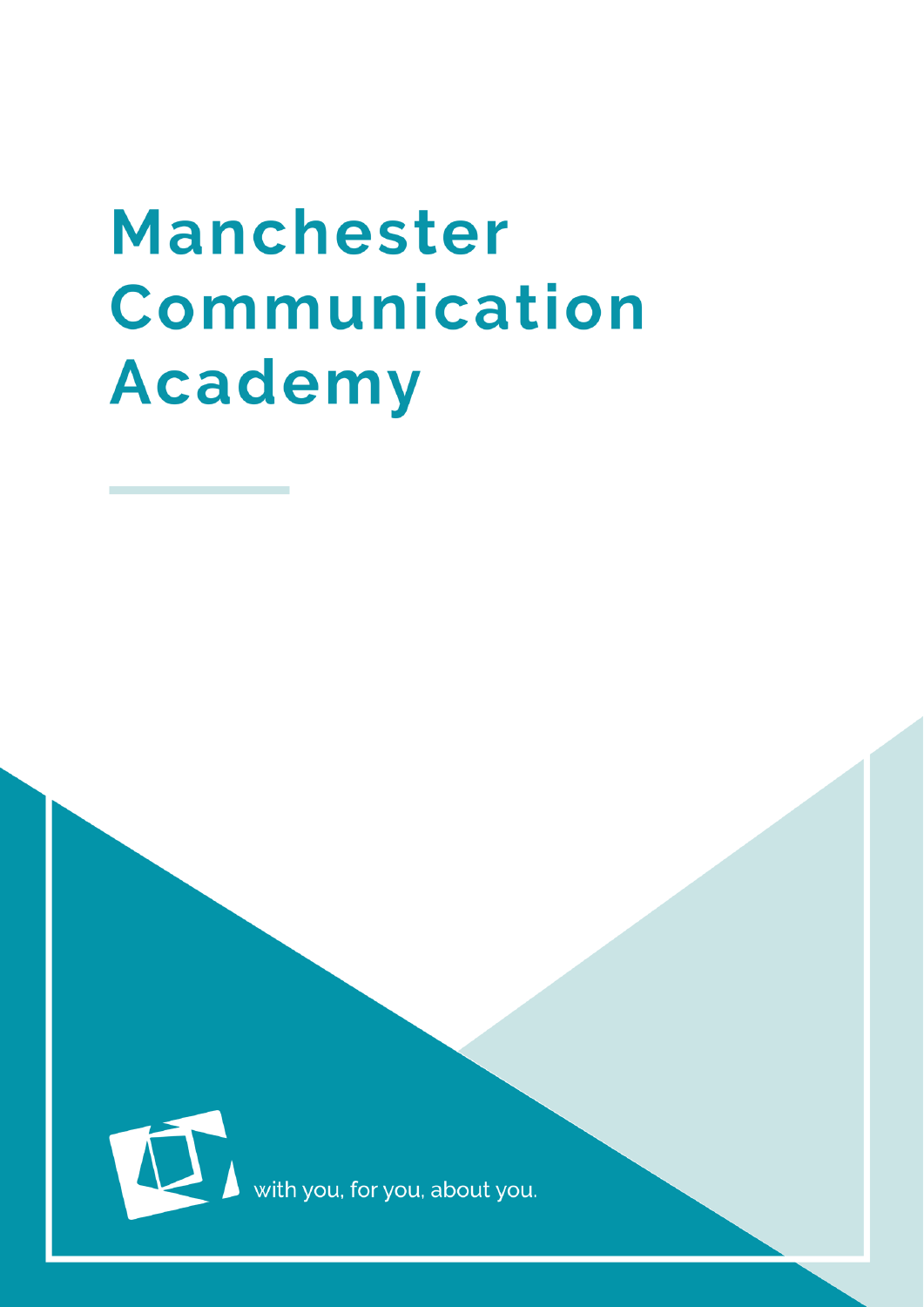# Manchester Communication Academy

with you, for you, about you.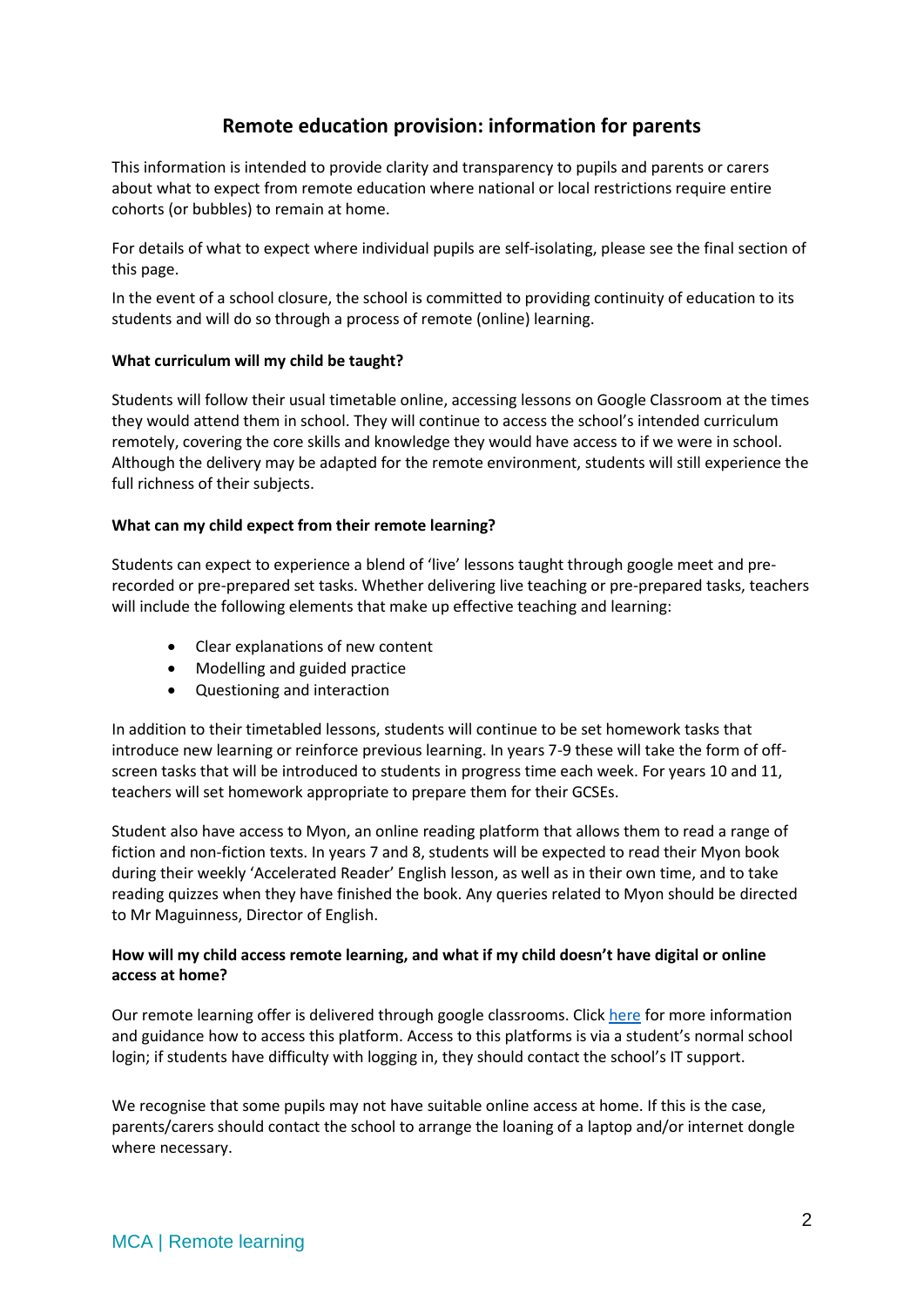## Remote education provision: information for parents

This information is intended to provide clarity and transparency to pupils and parents or carers about what to expect from remote education where national or local restrictions require entire cohorts (or bubbles) to remain at home.

For details of what to expect where individual pupils are self-isolating, please see the final section of this page.

In the event of a school closure, the school is committed to providing continuity of education to its students and will do so through a process of remote (online) learning.

**What curriculum will my child be taught?**

Students will follow their usual timetable online, accessing lessons on Google Classroom at the times they would attend them in school. They will continue to access the school's intended curriculum remotely, covering the core skills and knowledge they would have access to if we were in school. Although the delivery may be adapted for the remote environment, students will still experience the full richness of their subjects.

**What can my child expect from their remote learning?**

Students can expect to experience a blend of 'live' lessons taught through google meet and pre-recorded or pre-prepared set tasks. Whether delivering live teaching or pre-prepared tasks, teachers will include the following elements that make up effective teaching and learning:

- Clear explanations of new content
- Modelling and guided practice
- Questioning and interaction

In addition to their timetabled lessons, students will continue to be set homework tasks that introduce new learning or reinforce previous learning. In years 7-9 these will take the form of off-screen tasks that will be introduced to students in progress time each week. For years 10 and 11, teachers will set homework appropriate to prepare them for their GCSEs.

Student also have access to Myon, an online reading platform that allows them to read a range of fiction and non-fiction texts. In years 7 and 8, students will be expected to read their Myon book during their weekly 'Accelerated Reader' English lesson, as well as in their own time, and to take reading quizzes when they have finished the book. Any queries related to Myon should be directed to Mr Maguinness, Director of English.

**How will my child access remote learning, and what if my child doesn't have digital or online access at home?**

Our remote learning offer is delivered through google classrooms. Click here for more information and guidance how to access this platform. Access to this platforms is via a student's normal school login; if students have difficulty with logging in, they should contact the school's IT support.

We recognise that some pupils may not have suitable online access at home. If this is the case, parents/carers should contact the school to arrange the loaning of a laptop and/or internet dongle where necessary.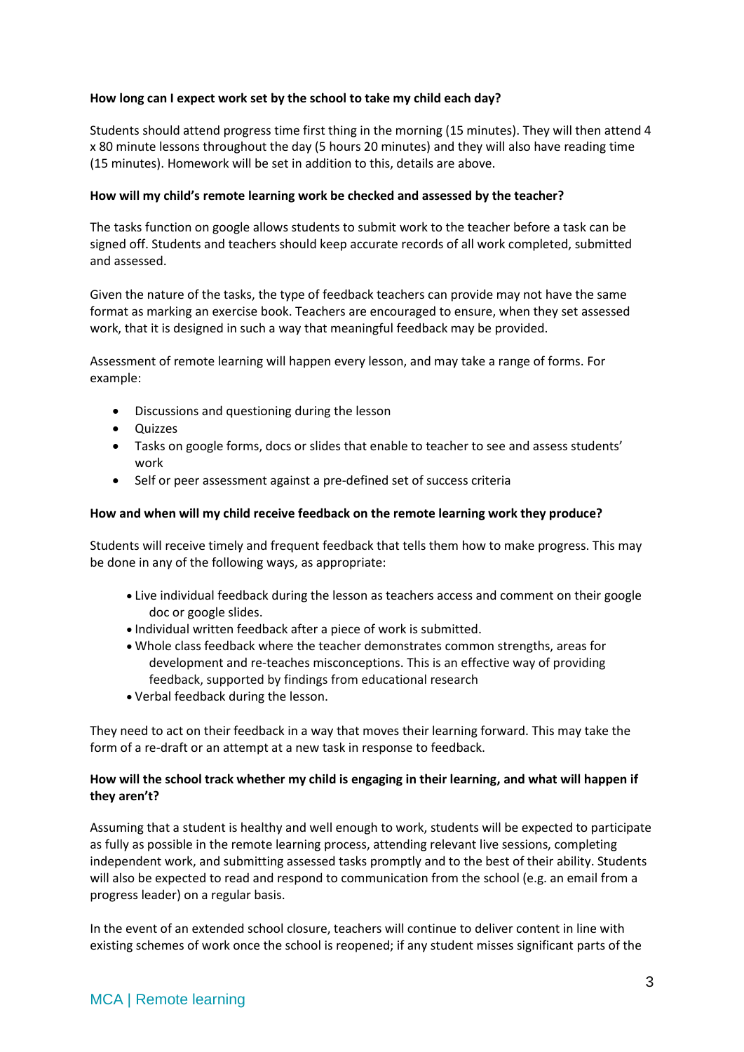**How long can I expect work set by the school to take my child each day?**

Students should attend progress time first thing in the morning (15 minutes). They will then attend 4 x 80 minute lessons throughout the day (5 hours 20 minutes) and they will also have reading time (15 minutes). Homework will be set in addition to this, details are above.

**How will my child's remote learning work be checked and assessed by the teacher?**

The tasks function on google allows students to submit work to the teacher before a task can be signed off. Students and teachers should keep accurate records of all work completed, submitted and assessed.

Given the nature of the tasks, the type of feedback teachers can provide may not have the same format as marking an exercise book. Teachers are encouraged to ensure, when they set assessed work, that it is designed in such a way that meaningful feedback may be provided.

Assessment of remote learning will happen every lesson, and may take a range of forms. For example:

- Discussions and questioning during the lesson
- Quizzes
- Tasks on google forms, docs or slides that enable to teacher to see and assess students' work
- Self or peer assessment against a pre-defined set of success criteria

**How and when will my child receive feedback on the remote learning work they produce?**

Students will receive timely and frequent feedback that tells them how to make progress. This may be done in any of the following ways, as appropriate:

- Live individual feedback during the lesson as teachers access and comment on their google doc or google slides.
- Individual written feedback after a piece of work is submitted.
- Whole class feedback where the teacher demonstrates common strengths, areas for development and re-teaches misconceptions. This is an effective way of providing feedback, supported by findings from educational research
- Verbal feedback during the lesson.

They need to act on their feedback in a way that moves their learning forward. This may take the form of a re-draft or an attempt at a new task in response to feedback.

**How will the school track whether my child is engaging in their learning, and what will happen if they aren't?**

Assuming that a student is healthy and well enough to work, students will be expected to participate as fully as possible in the remote learning process, attending relevant live sessions, completing independent work, and submitting assessed tasks promptly and to the best of their ability. Students will also be expected to read and respond to communication from the school (e.g. an email from a progress leader) on a regular basis.

In the event of an extended school closure, teachers will continue to deliver content in line with existing schemes of work once the school is reopened; if any student misses significant parts of the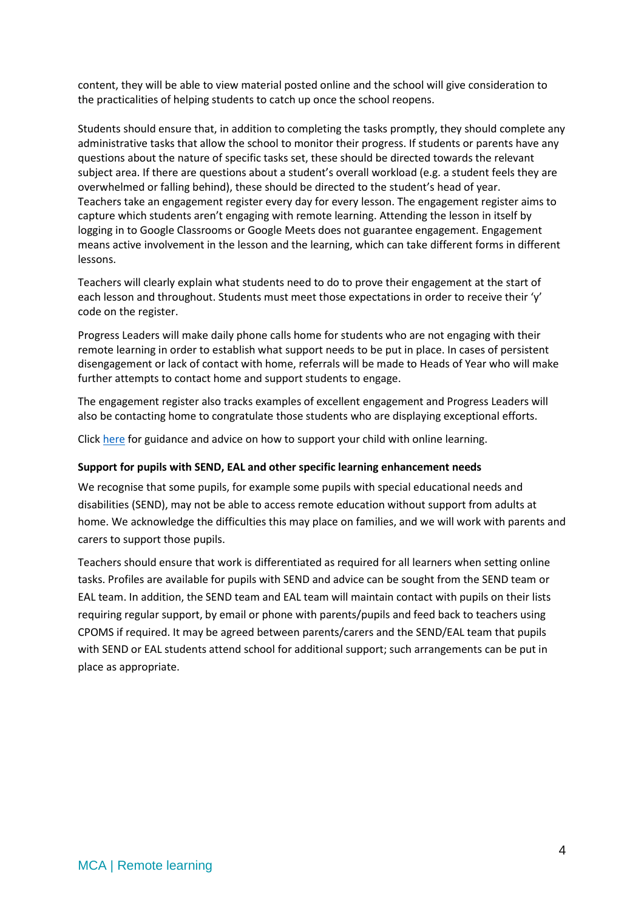content, they will be able to view material posted online and the school will give consideration to the practicalities of helping students to catch up once the school reopens.

Students should ensure that, in addition to completing the tasks promptly, they should complete any administrative tasks that allow the school to monitor their progress. If students or parents have any questions about the nature of specific tasks set, these should be directed towards the relevant subject area. If there are questions about a student's overall workload (e.g. a student feels they are overwhelmed or falling behind), these should be directed to the student's head of year. Teachers take an engagement register every day for every lesson. The engagement register aims to capture which students aren't engaging with remote learning. Attending the lesson in itself by logging in to Google Classrooms or Google Meets does not guarantee engagement. Engagement means active involvement in the lesson and the learning, which can take different forms in different lessons.

Teachers will clearly explain what students need to do to prove their engagement at the start of each lesson and throughout. Students must meet those expectations in order to receive their 'y' code on the register.

Progress Leaders will make daily phone calls home for students who are not engaging with their remote learning in order to establish what support needs to be put in place. In cases of persistent disengagement or lack of contact with home, referrals will be made to Heads of Year who will make further attempts to contact home and support students to engage.

The engagement register also tracks examples of excellent engagement and Progress Leaders will also be contacting home to congratulate those students who are displaying exceptional efforts.

Click here for guidance and advice on how to support your child with online learning.

**Support for pupils with SEND, EAL and other specific learning enhancement needs**

We recognise that some pupils, for example some pupils with special educational needs and disabilities (SEND), may not be able to access remote education without support from adults at home. We acknowledge the difficulties this may place on families, and we will work with parents and carers to support those pupils.

Teachers should ensure that work is differentiated as required for all learners when setting online tasks. Profiles are available for pupils with SEND and advice can be sought from the SEND team or EAL team. In addition, the SEND team and EAL team will maintain contact with pupils on their lists requiring regular support, by email or phone with parents/pupils and feed back to teachers using CPOMS if required. It may be agreed between parents/carers and the SEND/EAL team that pupils with SEND or EAL students attend school for additional support; such arrangements can be put in place as appropriate.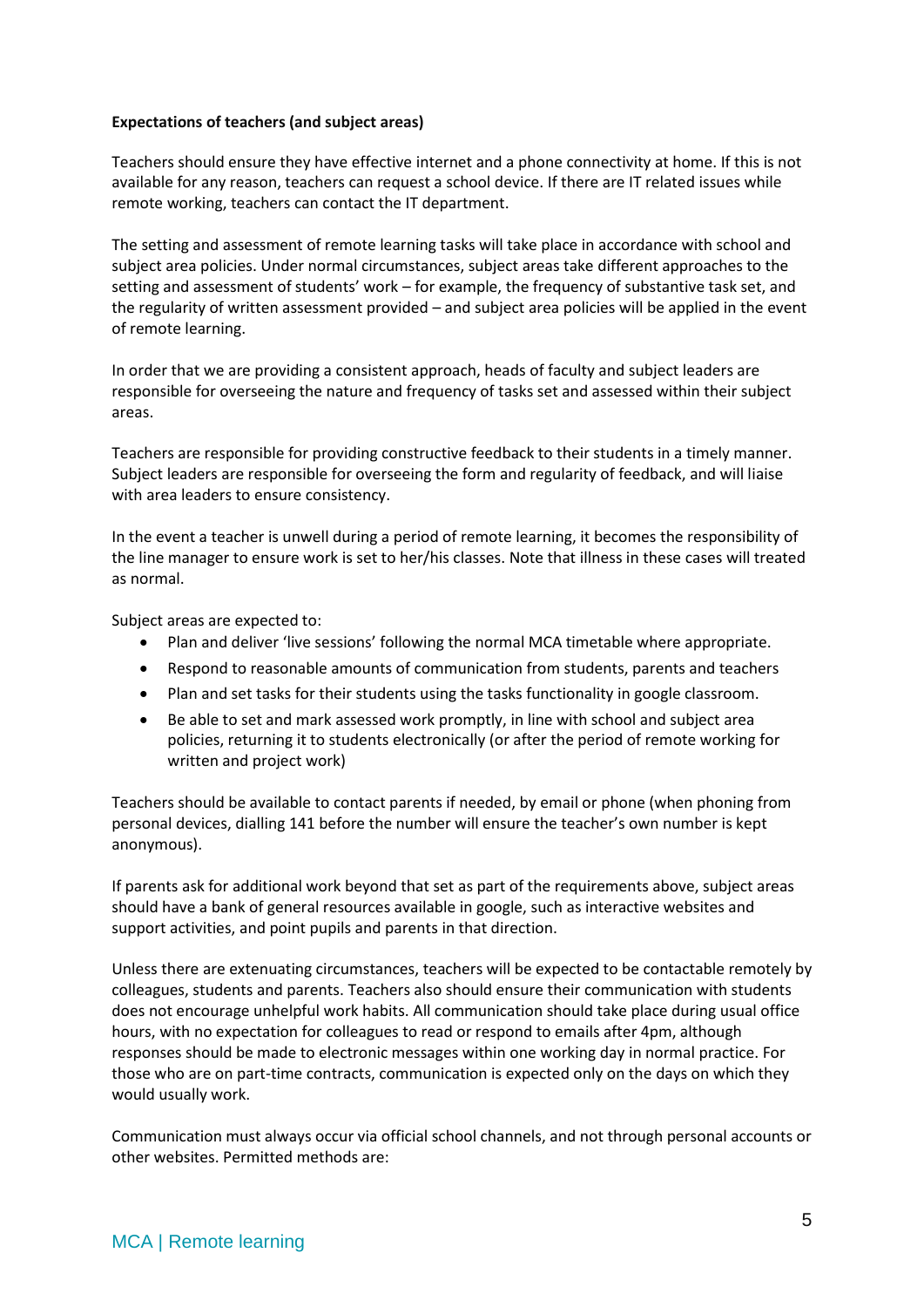**Expectations of teachers (and subject areas)**

Teachers should ensure they have effective internet and a phone connectivity at home. If this is not available for any reason, teachers can request a school device. If there are IT related issues while remote working, teachers can contact the IT department.

The setting and assessment of remote learning tasks will take place in accordance with school and subject area policies. Under normal circumstances, subject areas take different approaches to the setting and assessment of students' work – for example, the frequency of substantive task set, and the regularity of written assessment provided – and subject area policies will be applied in the event of remote learning.

In order that we are providing a consistent approach, heads of faculty and subject leaders are responsible for overseeing the nature and frequency of tasks set and assessed within their subject areas.

Teachers are responsible for providing constructive feedback to their students in a timely manner. Subject leaders are responsible for overseeing the form and regularity of feedback, and will liaise with area leaders to ensure consistency.

In the event a teacher is unwell during a period of remote learning, it becomes the responsibility of the line manager to ensure work is set to her/his classes. Note that illness in these cases will treated as normal.

Subject areas are expected to:

- Plan and deliver 'live sessions' following the normal MCA timetable where appropriate.
- Respond to reasonable amounts of communication from students, parents and teachers
- Plan and set tasks for their students using the tasks functionality in google classroom.
- Be able to set and mark assessed work promptly, in line with school and subject area policies, returning it to students electronically (or after the period of remote working for written and project work)

Teachers should be available to contact parents if needed, by email or phone (when phoning from personal devices, dialling 141 before the number will ensure the teacher's own number is kept anonymous).

If parents ask for additional work beyond that set as part of the requirements above, subject areas should have a bank of general resources available in google, such as interactive websites and support activities, and point pupils and parents in that direction.

Unless there are extenuating circumstances, teachers will be expected to be contactable remotely by colleagues, students and parents. Teachers also should ensure their communication with students does not encourage unhelpful work habits. All communication should take place during usual office hours, with no expectation for colleagues to read or respond to emails after 4pm, although responses should be made to electronic messages within one working day in normal practice. For those who are on part-time contracts, communication is expected only on the days on which they would usually work.

Communication must always occur via official school channels, and not through personal accounts or other websites. Permitted methods are: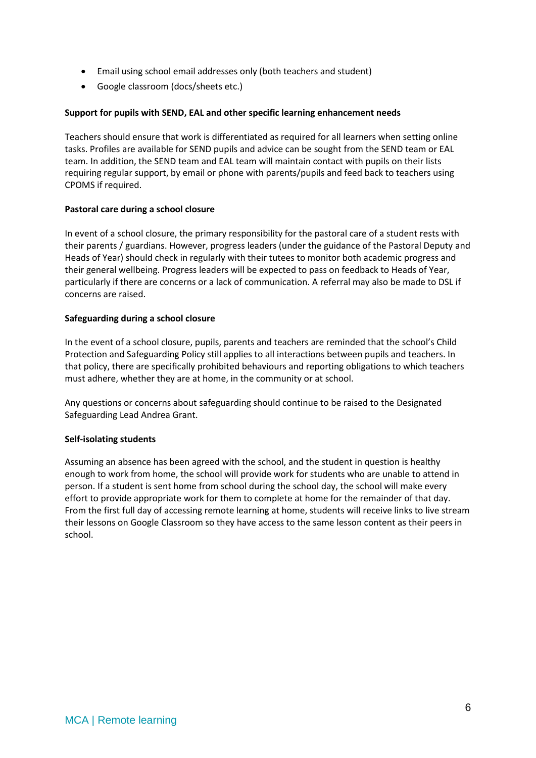- Email using school email addresses only (both teachers and student)
- Google classroom (docs/sheets etc.)

**Support for pupils with SEND, EAL and other specific learning enhancement needs**

Teachers should ensure that work is differentiated as required for all learners when setting online tasks. Profiles are available for SEND pupils and advice can be sought from the SEND team or EAL team. In addition, the SEND team and EAL team will maintain contact with pupils on their lists requiring regular support, by email or phone with parents/pupils and feed back to teachers using CPOMS if required.

**Pastoral care during a school closure**

In event of a school closure, the primary responsibility for the pastoral care of a student rests with their parents / guardians. However, progress leaders (under the guidance of the Pastoral Deputy and Heads of Year) should check in regularly with their tutees to monitor both academic progress and their general wellbeing. Progress leaders will be expected to pass on feedback to Heads of Year, particularly if there are concerns or a lack of communication. A referral may also be made to DSL if concerns are raised.

**Safeguarding during a school closure**

In the event of a school closure, pupils, parents and teachers are reminded that the school's Child Protection and Safeguarding Policy still applies to all interactions between pupils and teachers. In that policy, there are specifically prohibited behaviours and reporting obligations to which teachers must adhere, whether they are at home, in the community or at school.

Any questions or concerns about safeguarding should continue to be raised to the Designated Safeguarding Lead Andrea Grant.

**Self-isolating students**

Assuming an absence has been agreed with the school, and the student in question is healthy enough to work from home, the school will provide work for students who are unable to attend in person. If a student is sent home from school during the school day, the school will make every effort to provide appropriate work for them to complete at home for the remainder of that day. From the first full day of accessing remote learning at home, students will receive links to live stream their lessons on Google Classroom so they have access to the same lesson content as their peers in school.